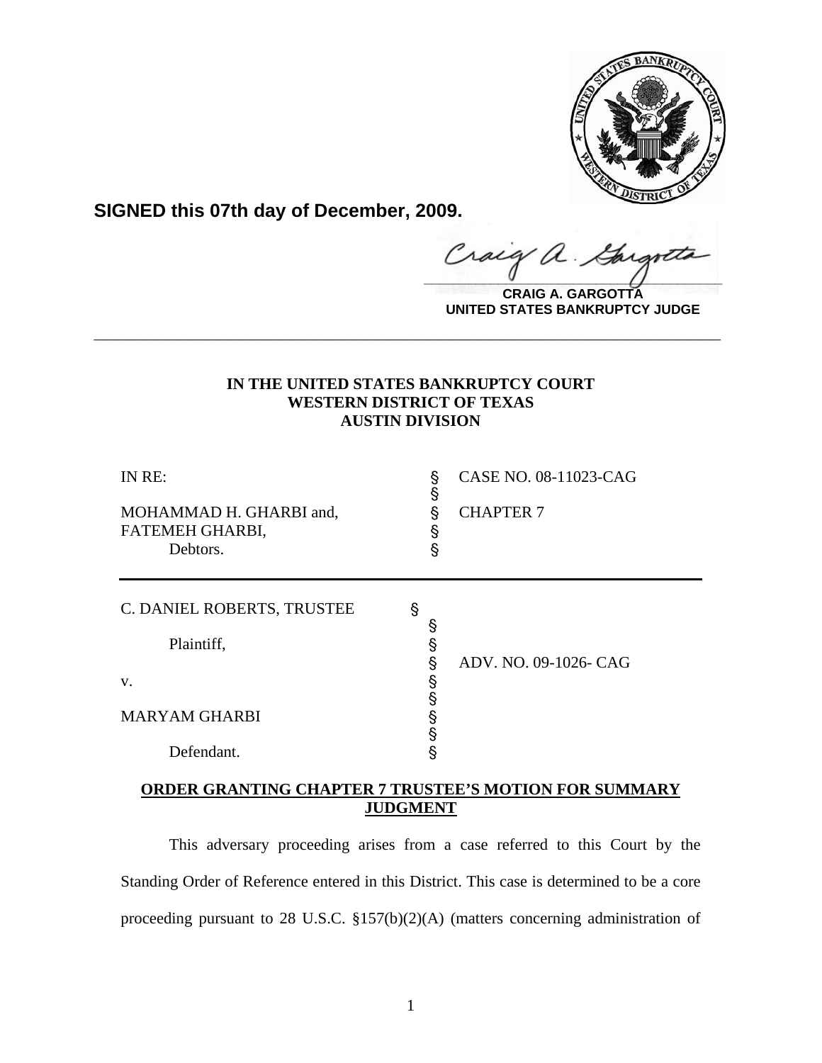**SIGNED this 07th day of December, 2009.**

**CRAIG A. GARGOTTA**
**UNITED STATES BANKRUPTCY JUDGE**

---

**IN THE UNITED STATES BANKRUPTCY COURT**
**WESTERN DISTRICT OF TEXAS**
**AUSTIN DIVISION**

| | | |
|---|---|---|
| IN RE: | § | CASE NO. 08-11023-CAG |
| | § | |
| MOHAMMAD H. GHARBI and, | § | CHAPTER 7 |
| FATEMEH GHARBI, | § | |
| Debtors. | § | |

| | | |
|---|---|---|
| C. DANIEL ROBERTS, TRUSTEE | § | |
| | § | |
| Plaintiff, | § | |
| | § | ADV. NO. 09-1026- CAG |
| v. | § | |
| | § | |
| MARYAM GHARBI | § | |
| | § | |
| Defendant. | § | |

**ORDER GRANTING CHAPTER 7 TRUSTEE'S MOTION FOR SUMMARY JUDGMENT**

This adversary proceeding arises from a case referred to this Court by the Standing Order of Reference entered in this District. This case is determined to be a core proceeding pursuant to 28 U.S.C. §157(b)(2)(A) (matters concerning administration of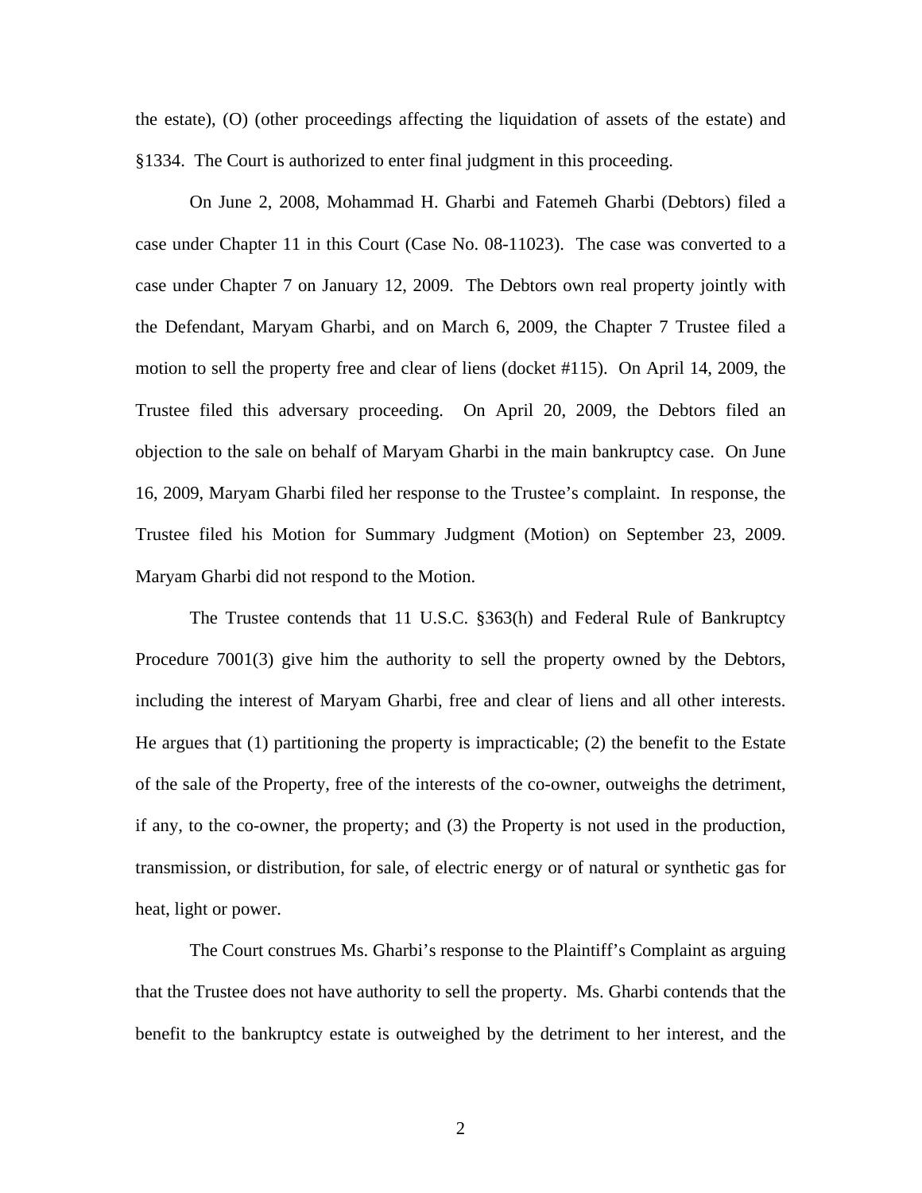the estate), (O) (other proceedings affecting the liquidation of assets of the estate) and §1334. The Court is authorized to enter final judgment in this proceeding.

On June 2, 2008, Mohammad H. Gharbi and Fatemeh Gharbi (Debtors) filed a case under Chapter 11 in this Court (Case No. 08-11023). The case was converted to a case under Chapter 7 on January 12, 2009. The Debtors own real property jointly with the Defendant, Maryam Gharbi, and on March 6, 2009, the Chapter 7 Trustee filed a motion to sell the property free and clear of liens (docket #115). On April 14, 2009, the Trustee filed this adversary proceeding. On April 20, 2009, the Debtors filed an objection to the sale on behalf of Maryam Gharbi in the main bankruptcy case. On June 16, 2009, Maryam Gharbi filed her response to the Trustee's complaint. In response, the Trustee filed his Motion for Summary Judgment (Motion) on September 23, 2009. Maryam Gharbi did not respond to the Motion.

The Trustee contends that 11 U.S.C. §363(h) and Federal Rule of Bankruptcy Procedure 7001(3) give him the authority to sell the property owned by the Debtors, including the interest of Maryam Gharbi, free and clear of liens and all other interests. He argues that (1) partitioning the property is impracticable; (2) the benefit to the Estate of the sale of the Property, free of the interests of the co-owner, outweighs the detriment, if any, to the co-owner, the property; and (3) the Property is not used in the production, transmission, or distribution, for sale, of electric energy or of natural or synthetic gas for heat, light or power.

The Court construes Ms. Gharbi's response to the Plaintiff's Complaint as arguing that the Trustee does not have authority to sell the property. Ms. Gharbi contends that the benefit to the bankruptcy estate is outweighed by the detriment to her interest, and the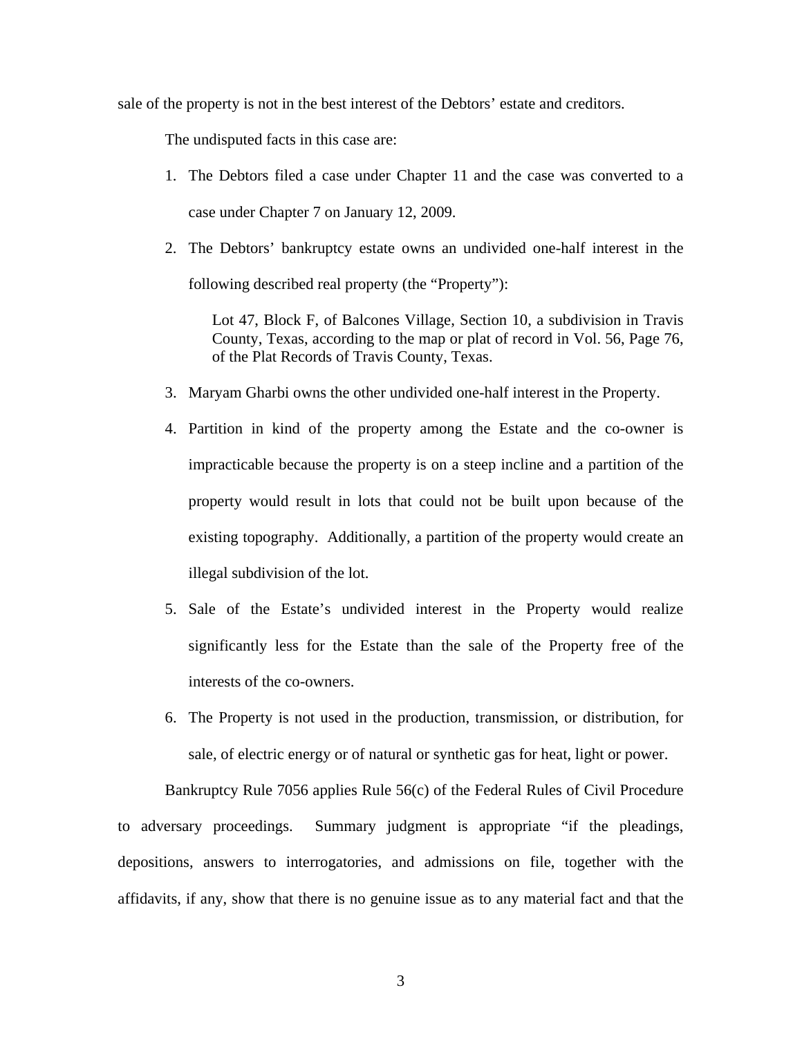sale of the property is not in the best interest of the Debtors' estate and creditors.

The undisputed facts in this case are:

1. The Debtors filed a case under Chapter 11 and the case was converted to a case under Chapter 7 on January 12, 2009.
2. The Debtors' bankruptcy estate owns an undivided one-half interest in the following described real property (the "Property"):

   > Lot 47, Block F, of Balcones Village, Section 10, a subdivision in Travis County, Texas, according to the map or plat of record in Vol. 56, Page 76, of the Plat Records of Travis County, Texas.

3. Maryam Gharbi owns the other undivided one-half interest in the Property.
4. Partition in kind of the property among the Estate and the co-owner is impracticable because the property is on a steep incline and a partition of the property would result in lots that could not be built upon because of the existing topography. Additionally, a partition of the property would create an illegal subdivision of the lot.
5. Sale of the Estate's undivided interest in the Property would realize significantly less for the Estate than the sale of the Property free of the interests of the co-owners.
6. The Property is not used in the production, transmission, or distribution, for sale, of electric energy or of natural or synthetic gas for heat, light or power.

Bankruptcy Rule 7056 applies Rule 56(c) of the Federal Rules of Civil Procedure to adversary proceedings. Summary judgment is appropriate "if the pleadings, depositions, answers to interrogatories, and admissions on file, together with the affidavits, if any, show that there is no genuine issue as to any material fact and that the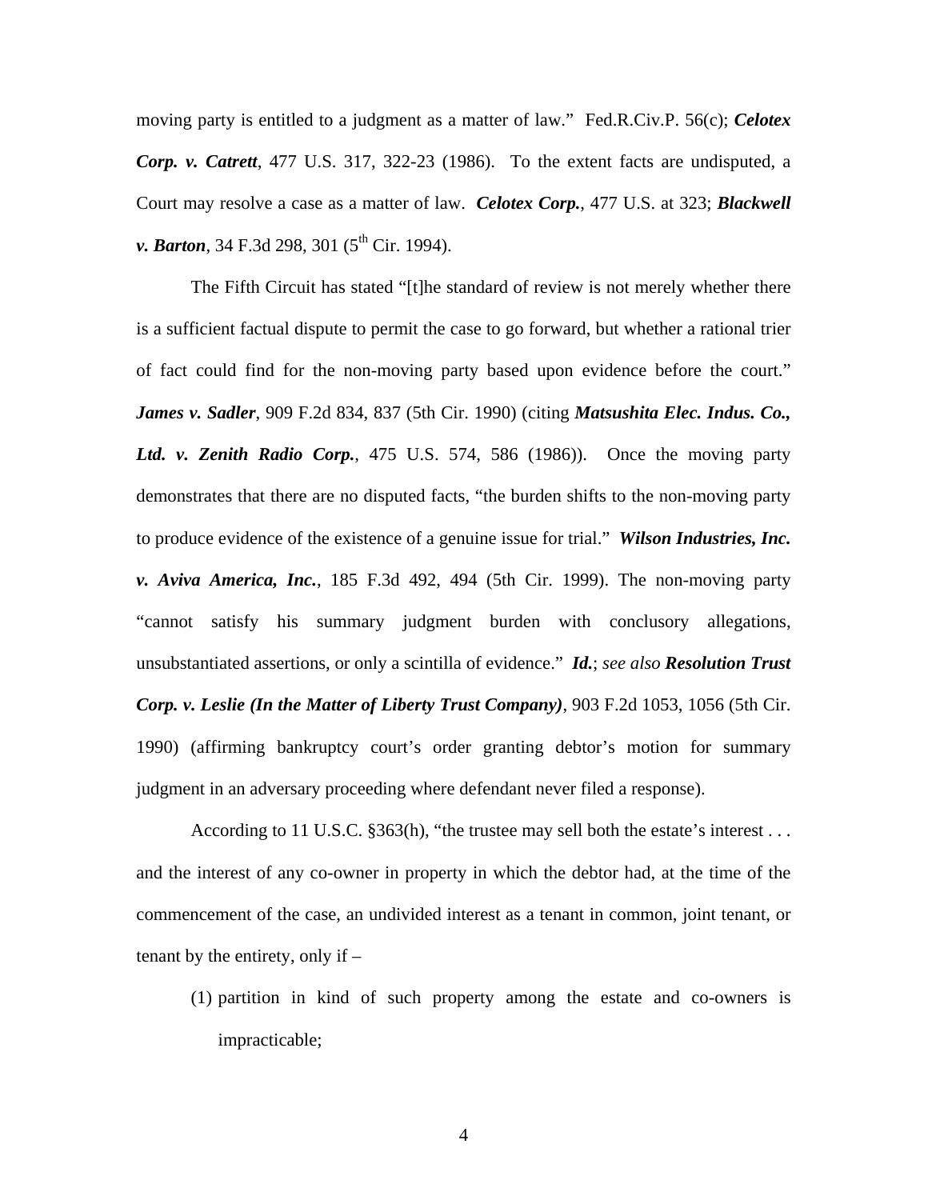moving party is entitled to a judgment as a matter of law." Fed.R.Civ.P. 56(c); ***Celotex Corp. v. Catrett***, 477 U.S. 317, 322-23 (1986). To the extent facts are undisputed, a Court may resolve a case as a matter of law. ***Celotex Corp.***, 477 U.S. at 323; ***Blackwell v. Barton***, 34 F.3d 298, 301 (5th Cir. 1994).

The Fifth Circuit has stated "[t]he standard of review is not merely whether there is a sufficient factual dispute to permit the case to go forward, but whether a rational trier of fact could find for the non-moving party based upon evidence before the court." ***James v. Sadler***, 909 F.2d 834, 837 (5th Cir. 1990) (citing ***Matsushita Elec. Indus. Co., Ltd. v. Zenith Radio Corp.***, 475 U.S. 574, 586 (1986)). Once the moving party demonstrates that there are no disputed facts, "the burden shifts to the non-moving party to produce evidence of the existence of a genuine issue for trial." ***Wilson Industries, Inc. v. Aviva America, Inc.***, 185 F.3d 492, 494 (5th Cir. 1999). The non-moving party "cannot satisfy his summary judgment burden with conclusory allegations, unsubstantiated assertions, or only a scintilla of evidence." ***Id.***; *see also* ***Resolution Trust Corp. v. Leslie (In the Matter of Liberty Trust Company)***, 903 F.2d 1053, 1056 (5th Cir. 1990) (affirming bankruptcy court's order granting debtor's motion for summary judgment in an adversary proceeding where defendant never filed a response).

According to 11 U.S.C. §363(h), "the trustee may sell both the estate's interest . . . and the interest of any co-owner in property in which the debtor had, at the time of the commencement of the case, an undivided interest as a tenant in common, joint tenant, or tenant by the entirety, only if –

(1) partition in kind of such property among the estate and co-owners is impracticable;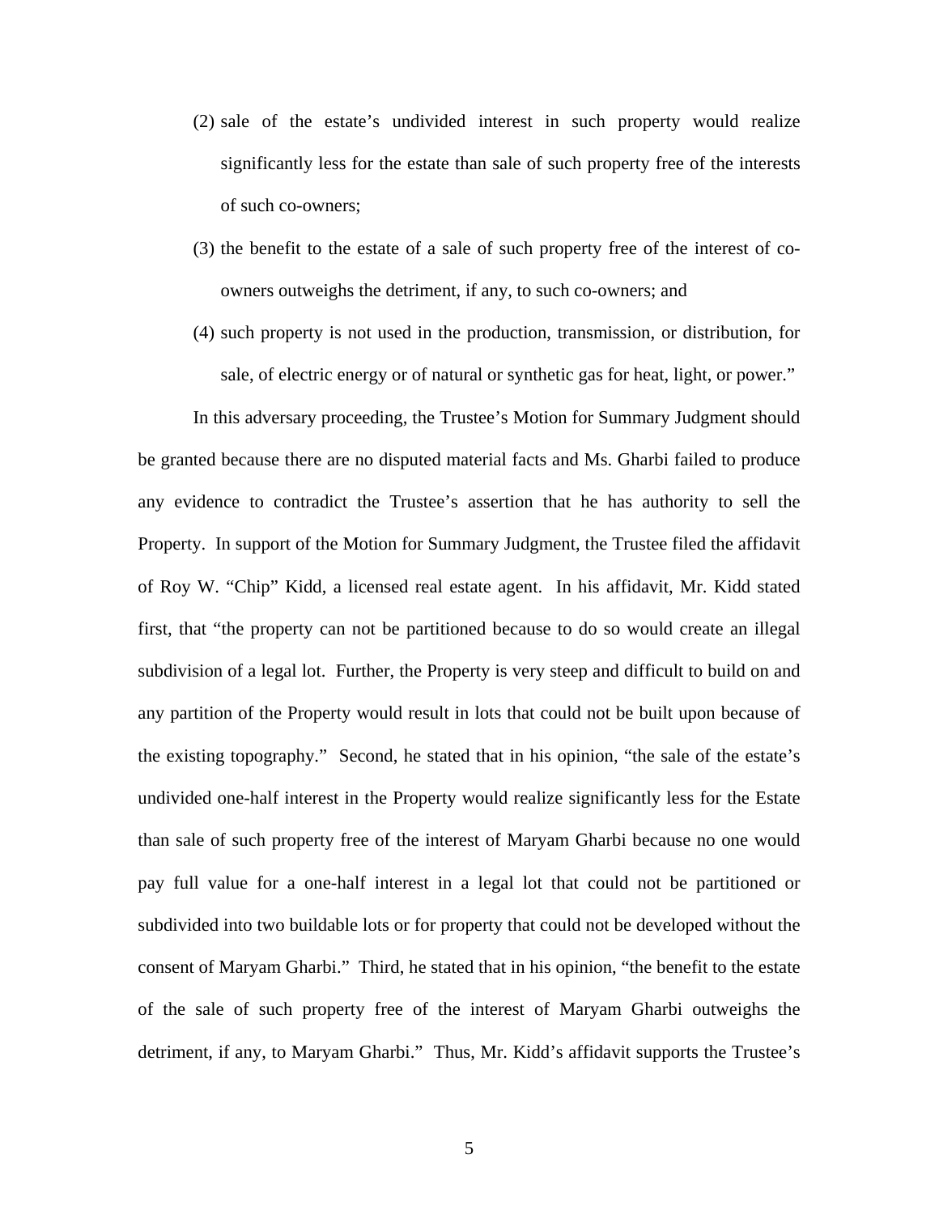(2) sale of the estate's undivided interest in such property would realize significantly less for the estate than sale of such property free of the interests of such co-owners;

(3) the benefit to the estate of a sale of such property free of the interest of co-owners outweighs the detriment, if any, to such co-owners; and

(4) such property is not used in the production, transmission, or distribution, for sale, of electric energy or of natural or synthetic gas for heat, light, or power."

In this adversary proceeding, the Trustee's Motion for Summary Judgment should be granted because there are no disputed material facts and Ms. Gharbi failed to produce any evidence to contradict the Trustee's assertion that he has authority to sell the Property. In support of the Motion for Summary Judgment, the Trustee filed the affidavit of Roy W. "Chip" Kidd, a licensed real estate agent. In his affidavit, Mr. Kidd stated first, that "the property can not be partitioned because to do so would create an illegal subdivision of a legal lot. Further, the Property is very steep and difficult to build on and any partition of the Property would result in lots that could not be built upon because of the existing topography." Second, he stated that in his opinion, "the sale of the estate's undivided one-half interest in the Property would realize significantly less for the Estate than sale of such property free of the interest of Maryam Gharbi because no one would pay full value for a one-half interest in a legal lot that could not be partitioned or subdivided into two buildable lots or for property that could not be developed without the consent of Maryam Gharbi." Third, he stated that in his opinion, "the benefit to the estate of the sale of such property free of the interest of Maryam Gharbi outweighs the detriment, if any, to Maryam Gharbi." Thus, Mr. Kidd's affidavit supports the Trustee's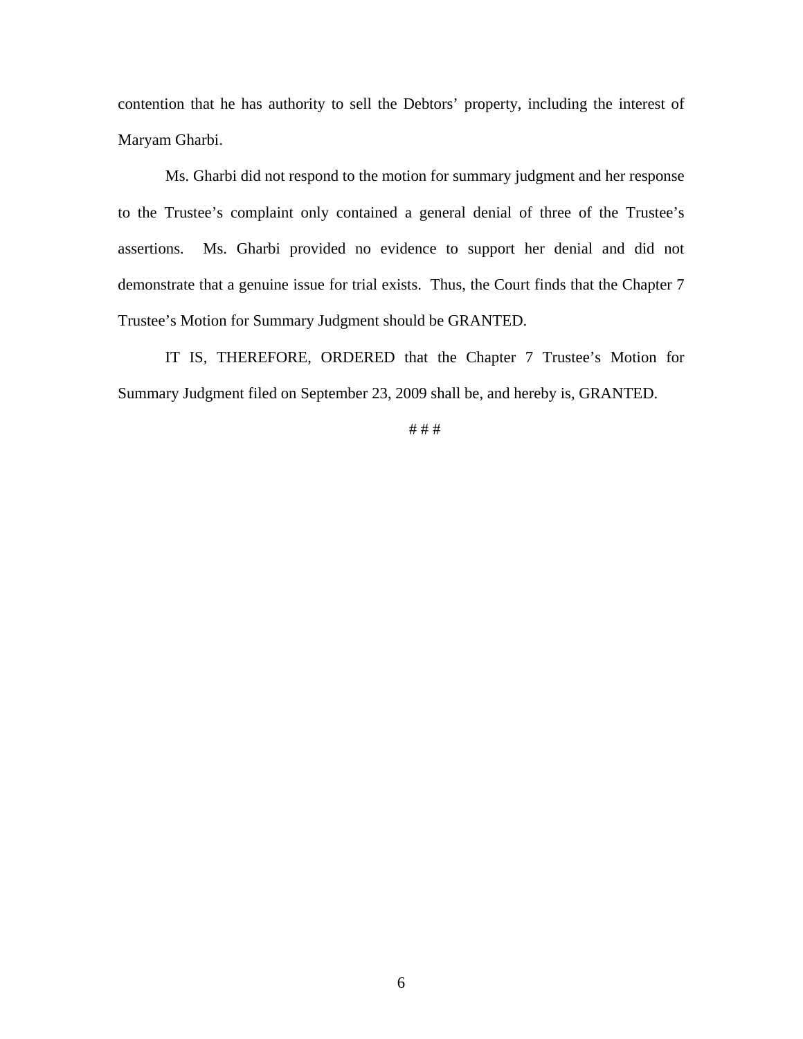contention that he has authority to sell the Debtors' property, including the interest of Maryam Gharbi.

Ms. Gharbi did not respond to the motion for summary judgment and her response to the Trustee's complaint only contained a general denial of three of the Trustee's assertions. Ms. Gharbi provided no evidence to support her denial and did not demonstrate that a genuine issue for trial exists. Thus, the Court finds that the Chapter 7 Trustee's Motion for Summary Judgment should be GRANTED.

IT IS, THEREFORE, ORDERED that the Chapter 7 Trustee's Motion for Summary Judgment filed on September 23, 2009 shall be, and hereby is, GRANTED.

# # #